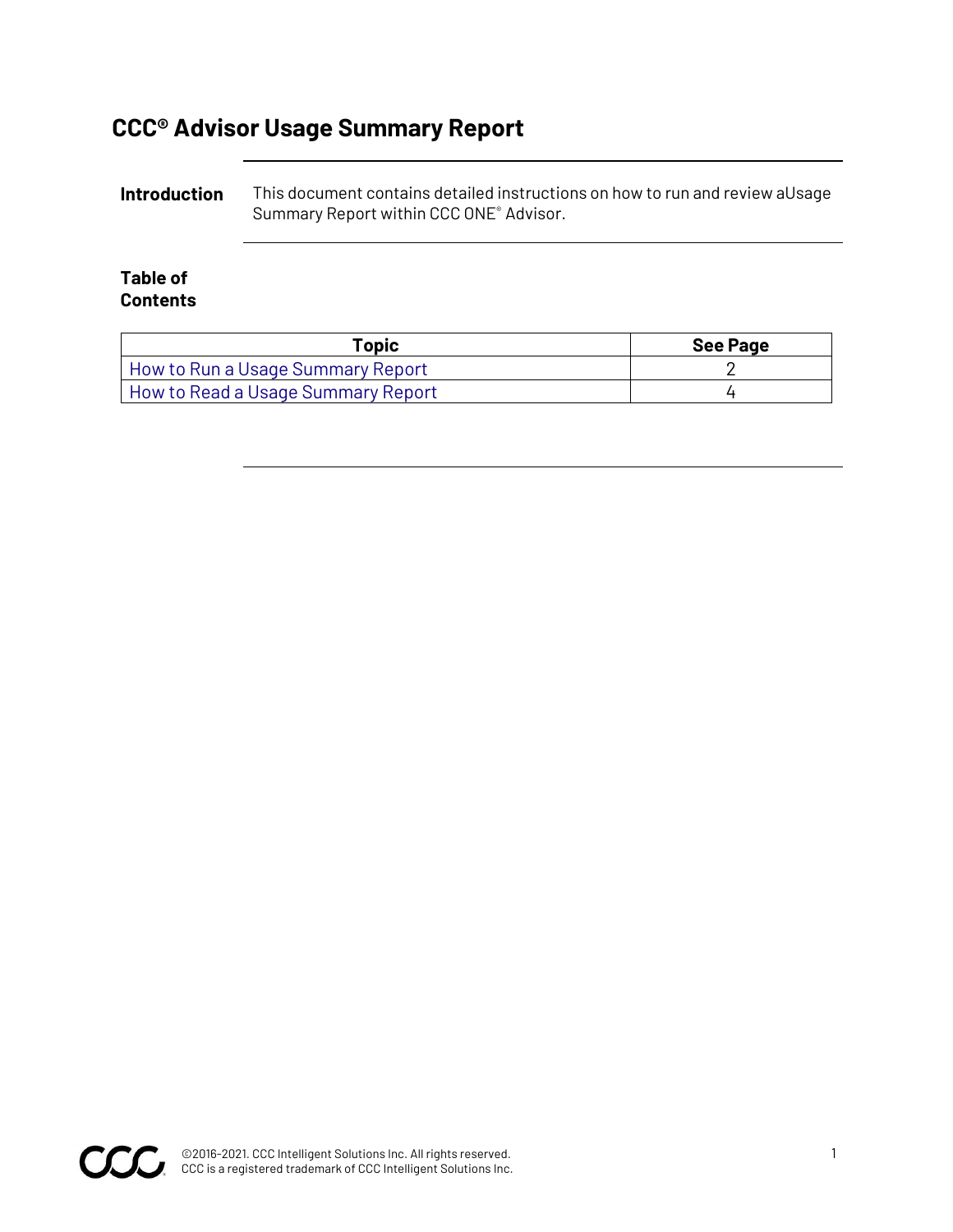# CCC® Advisor Usage Summary Report

**Introduction**

This document contains detailed instructions on how to run and review aUsage Summary Report within CCC ONE® Advisor.

**Table of Contents**

| Topic | See Page |
|---|---|
| How to Run a Usage Summary Report | 2 |
| How to Read a Usage Summary Report | 4 |

©2016-2021. CCC Intelligent Solutions Inc. All rights reserved.
CCC is a registered trademark of CCC Intelligent Solutions Inc.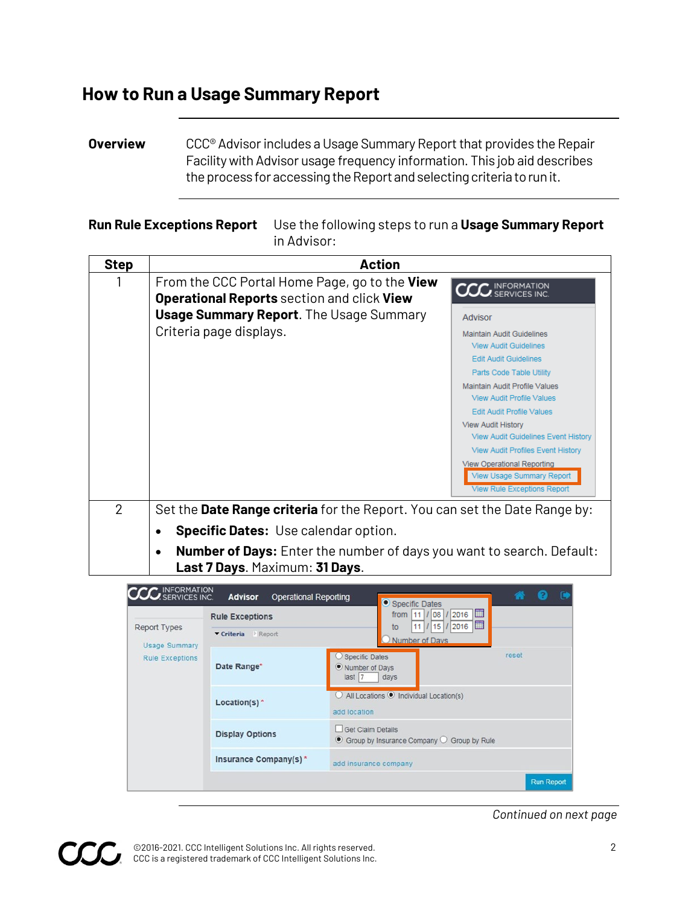# How to Run a Usage Summary Report

**Overview**

CCC® Advisor includes a Usage Summary Report that provides the Repair Facility with Advisor usage frequency information. This job aid describes the process for accessing the Report and selecting criteria to run it.

**Run Rule Exceptions Report**

Use the following steps to run a **Usage Summary Report** in Advisor:

| Step | Action |
|---|---|
| 1 | From the CCC Portal Home Page, go to the **View Operational Reports** section and click **View Usage Summary Report**. The Usage Summary Criteria page displays. |
| 2 | Set the **Date Range criteria** for the Report. You can set the Date Range by: <br>• **Specific Dates:** Use calendar option. <br>• **Number of Days:** Enter the number of days you want to search. Default: **Last 7 Days**. Maximum: **31 Days**. |

*Continued on next page*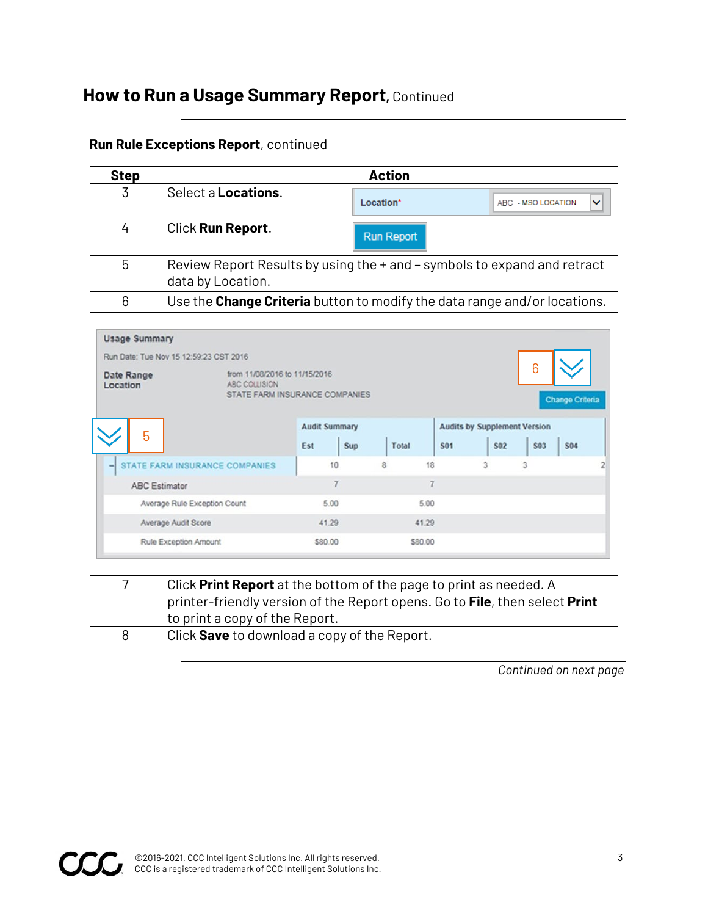## How to Run a Usage Summary Report, Continued

**Run Rule Exceptions Report**, continued

| Step | Action |
|---|---|
| 3 | Select a **Locations**. |
| 4 | Click **Run Report**. |
| 5 | Review Report Results by using the + and – symbols to expand and retract data by Location. |
| 6 | Use the **Change Criteria** button to modify the data range and/or locations. |
| 7 | Click **Print Report** at the bottom of the page to print as needed. A printer-friendly version of the Report opens. Go to **File**, then select **Print** to print a copy of the Report. |
| 8 | Click **Save** to download a copy of the Report. |

*Continued on next page*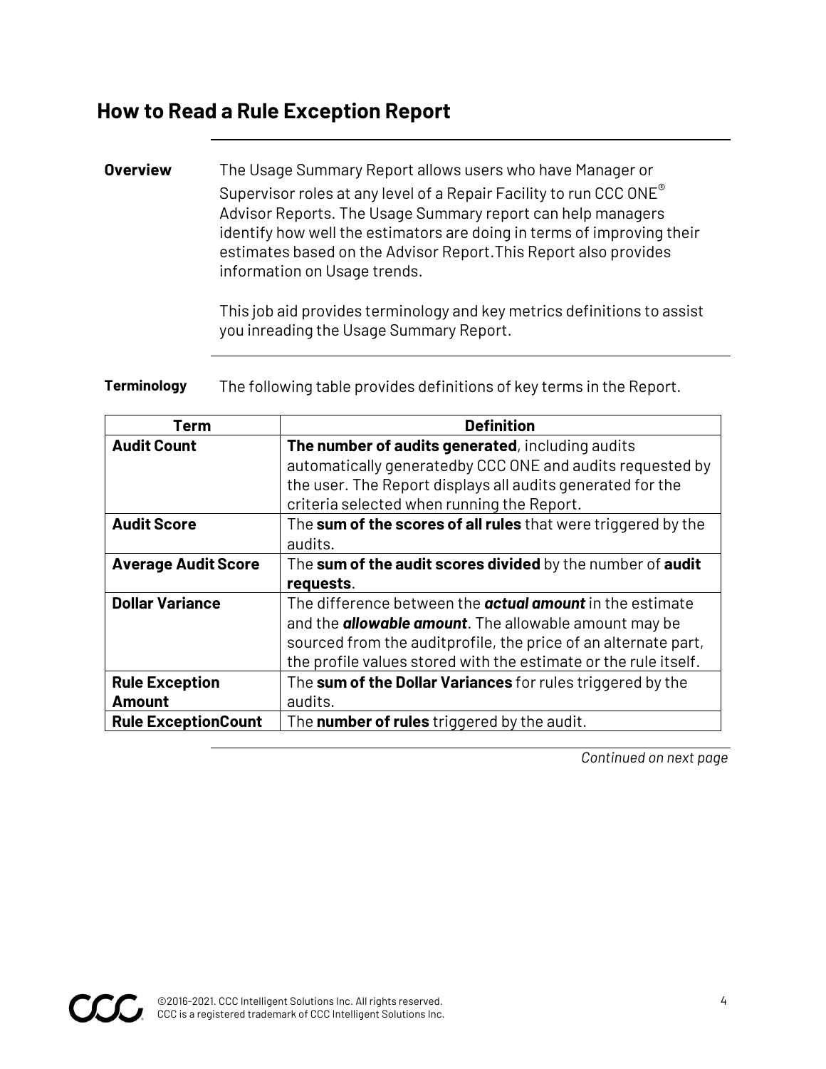# How to Read a Rule Exception Report

**Overview**

The Usage Summary Report allows users who have Manager or Supervisor roles at any level of a Repair Facility to run CCC ONE® Advisor Reports. The Usage Summary report can help managers identify how well the estimators are doing in terms of improving their estimates based on the Advisor Report.This Report also provides information on Usage trends.

This job aid provides terminology and key metrics definitions to assist you inreading the Usage Summary Report.

**Terminology**

The following table provides definitions of key terms in the Report.

| Term | Definition |
|---|---|
| **Audit Count** | **The number of audits generated**, including audits automatically generatedby CCC ONE and audits requested by the user. The Report displays all audits generated for the criteria selected when running the Report. |
| **Audit Score** | The **sum of the scores of all rules** that were triggered by the audits. |
| **Average Audit Score** | The **sum of the audit scores divided** by the number of **audit requests**. |
| **Dollar Variance** | The difference between the ***actual amount*** in the estimate and the ***allowable amount***. The allowable amount may be sourced from the auditprofile, the price of an alternate part, the profile values stored with the estimate or the rule itself. |
| **Rule Exception Amount** | The **sum of the Dollar Variances** for rules triggered by the audits. |
| **Rule ExceptionCount** | The **number of rules** triggered by the audit. |

*Continued on next page*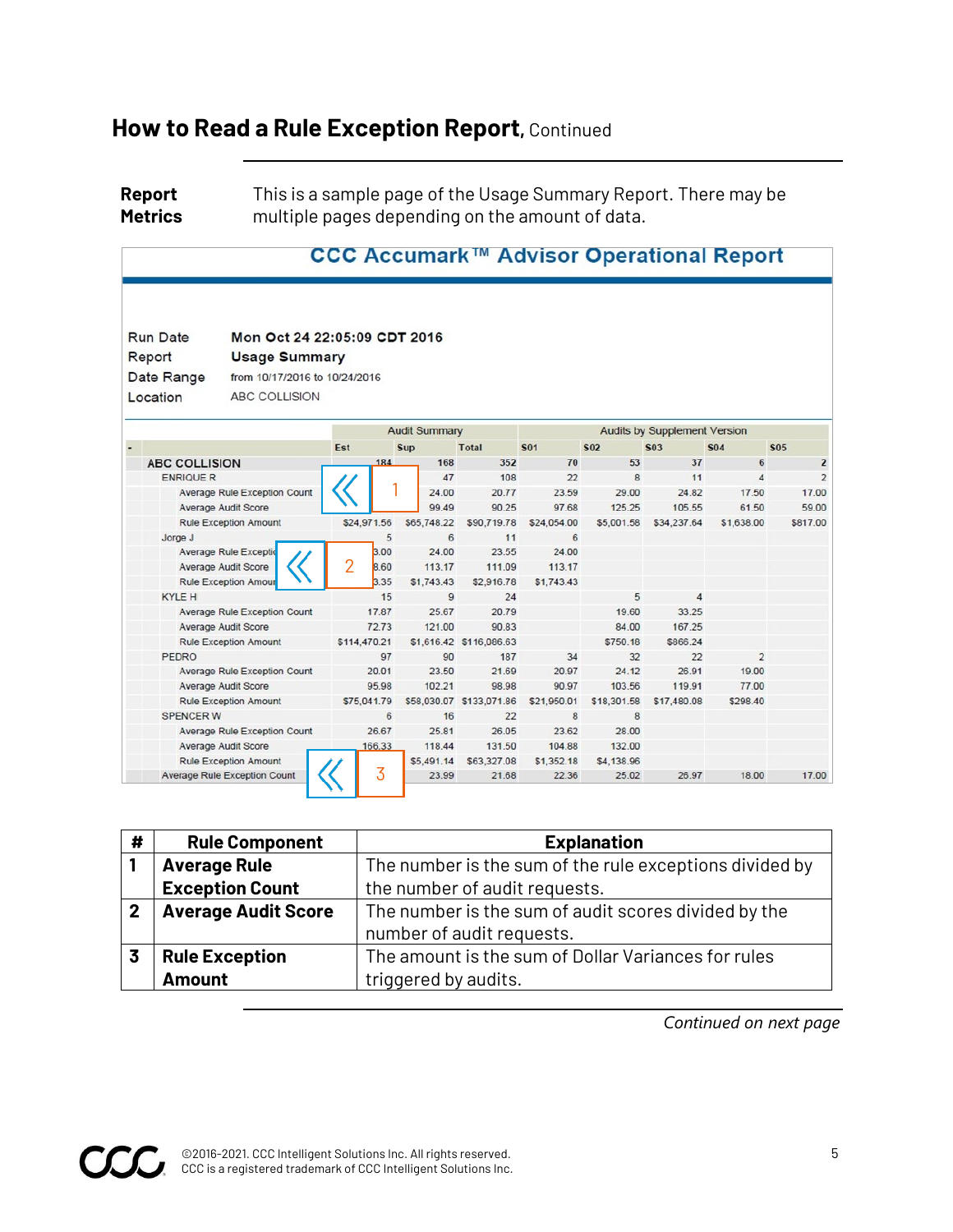## How to Read a Rule Exception Report, Continued

**Report Metrics**

This is a sample page of the Usage Summary Report. There may be multiple pages depending on the amount of data.

**CCC Accumark™ Advisor Operational Report**

| | |
|---|---|
| Run Date | Mon Oct 24 22:05:09 CDT 2016 |
| Report | Usage Summary |
| Date Range | from 10/17/2016 to 10/24/2016 |
| Location | ABC COLLISION |

| - | Audit Summary | | | Audits by Supplement Version | | | | |
|---|---|---|---|---|---|---|---|---|
| | Est | Sup | Total | S01 | S02 | S03 | S04 | S05 |
| ABC COLLISION | 184 | 168 | 352 | 70 | 53 | 37 | 6 | 2 |
| ENRIQUE R | | 47 | 108 | 22 | 8 | 11 | 4 | 2 |
| Average Rule Exception Count | | 24.00 | 20.77 | 23.59 | 29.00 | 24.82 | 17.50 | 17.00 |
| Average Audit Score | | 99.49 | 90.25 | 97.68 | 125.25 | 105.55 | 61.50 | 59.00 |
| Rule Exception Amount | $24,971.56 | $65,748.22 | $90,719.78 | $24,054.00 | $5,001.58 | $34,237.64 | $1,638.00 | $817.00 |
| Jorge J | 5 | 6 | 11 | 6 | | | | |
| Average Rule Exceptio | 3.00 | 24.00 | 23.55 | 24.00 | | | | |
| Average Audit Score | 3.60 | 113.17 | 111.09 | 113.17 | | | | |
| Rule Exception Amou | 3.35 | $1,743.43 | $2,916.78 | $1,743.43 | | | | |
| KYLE H | 15 | 9 | 24 | | 5 | 4 | | |
| Average Rule Exception Count | 17.87 | 25.67 | 20.79 | | 19.60 | 33.25 | | |
| Average Audit Score | 72.73 | 121.00 | 90.83 | | 84.00 | 167.25 | | |
| Rule Exception Amount | $114,470.21 | $1,616.42 | $116,086.63 | | $750.18 | $866.24 | | |
| PEDRO | 97 | 90 | 187 | 34 | 32 | 22 | 2 | |
| Average Rule Exception Count | 20.01 | 23.50 | 21.69 | 20.97 | 24.12 | 26.91 | 19.00 | |
| Average Audit Score | 95.98 | 102.21 | 98.98 | 90.97 | 103.56 | 119.91 | 77.00 | |
| Rule Exception Amount | $75,041.79 | $58,030.07 | $133,071.86 | $21,950.01 | $18,301.58 | $17,480.08 | $298.40 | |
| SPENCER W | 6 | 16 | 22 | 8 | 8 | | | |
| Average Rule Exception Count | 26.67 | 25.81 | 26.05 | 23.62 | 28.00 | | | |
| Average Audit Score | 166.33 | 118.44 | 131.50 | 104.88 | 132.00 | | | |
| Rule Exception Amount | | $5,491.14 | $63,327.08 | $1,352.18 | $4,138.96 | | | |
| Average Rule Exception Count | | 23.99 | 21.68 | 22.36 | 25.02 | 26.97 | 18.00 | 17.00 |

| # | Rule Component | Explanation |
|---|---|---|
| 1 | **Average Rule Exception Count** | The number is the sum of the rule exceptions divided by the number of audit requests. |
| 2 | **Average Audit Score** | The number is the sum of audit scores divided by the number of audit requests. |
| 3 | **Rule Exception Amount** | The amount is the sum of Dollar Variances for rules triggered by audits. |

*Continued on next page*

©2016-2021. CCC Intelligent Solutions Inc. All rights reserved.
CCC is a registered trademark of CCC Intelligent Solutions Inc.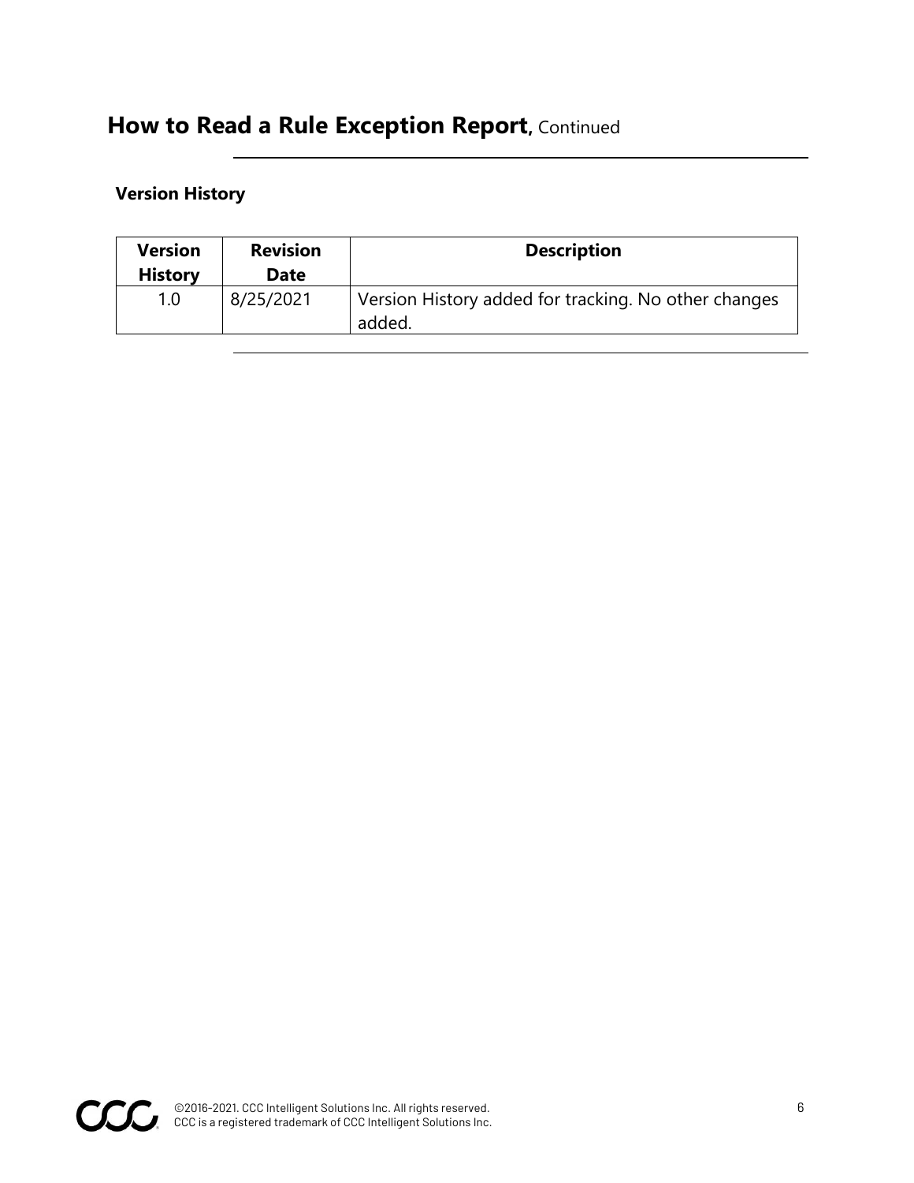# How to Read a Rule Exception Report, Continued

**Version History**

| Version History | Revision Date | Description |
|---|---|---|
| 1.0 | 8/25/2021 | Version History added for tracking. No other changes added. |